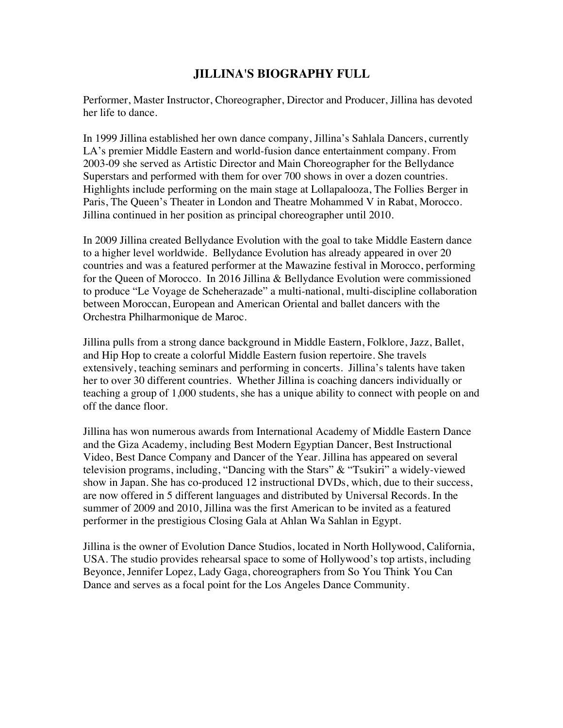# JILLINA'S BIOGRAPHY FULL

Performer, Master Instructor, Choreographer, Director and Producer, Jillina has devoted her life to dance.

In 1999 Jillina established her own dance company, Jillina's Sahlala Dancers, currently LA's premier Middle Eastern and world-fusion dance entertainment company. From 2003-09 she served as Artistic Director and Main Choreographer for the Bellydance Superstars and performed with them for over 700 shows in over a dozen countries. Highlights include performing on the main stage at Lollapalooza, The Follies Berger in Paris, The Queen's Theater in London and Theatre Mohammed V in Rabat, Morocco. Jillina continued in her position as principal choreographer until 2010.

In 2009 Jillina created Bellydance Evolution with the goal to take Middle Eastern dance to a higher level worldwide. Bellydance Evolution has already appeared in over 20 countries and was a featured performer at the Mawazine festival in Morocco, performing for the Queen of Morocco. In 2016 Jillina & Bellydance Evolution were commissioned to produce "Le Voyage de Scheherazade" a multi-national, multi-discipline collaboration between Moroccan, European and American Oriental and ballet dancers with the Orchestra Philharmonique de Maroc.

Jillina pulls from a strong dance background in Middle Eastern, Folklore, Jazz, Ballet, and Hip Hop to create a colorful Middle Eastern fusion repertoire. She travels extensively, teaching seminars and performing in concerts. Jillina's talents have taken her to over 30 different countries. Whether Jillina is coaching dancers individually or teaching a group of 1,000 students, she has a unique ability to connect with people on and off the dance floor.

Jillina has won numerous awards from International Academy of Middle Eastern Dance and the Giza Academy, including Best Modern Egyptian Dancer, Best Instructional Video, Best Dance Company and Dancer of the Year. Jillina has appeared on several television programs, including, "Dancing with the Stars" & "Tsukiri" a widely-viewed show in Japan. She has co-produced 12 instructional DVDs, which, due to their success, are now offered in 5 different languages and distributed by Universal Records. In the summer of 2009 and 2010, Jillina was the first American to be invited as a featured performer in the prestigious Closing Gala at Ahlan Wa Sahlan in Egypt.

Jillina is the owner of Evolution Dance Studios, located in North Hollywood, California, USA. The studio provides rehearsal space to some of Hollywood's top artists, including Beyonce, Jennifer Lopez, Lady Gaga, choreographers from So You Think You Can Dance and serves as a focal point for the Los Angeles Dance Community.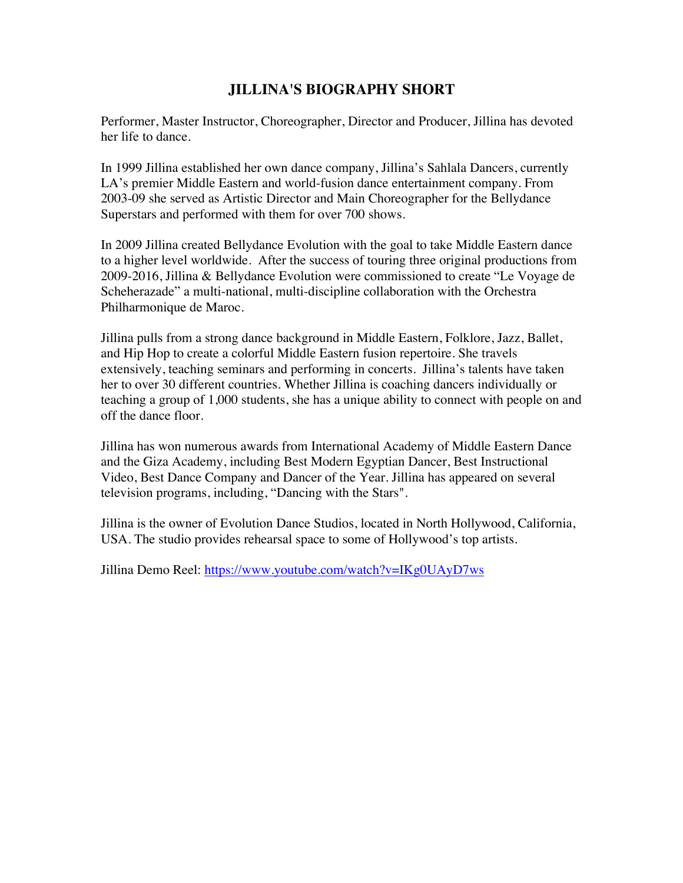# JILLINA'S BIOGRAPHY SHORT

Performer, Master Instructor, Choreographer, Director and Producer, Jillina has devoted her life to dance.

In 1999 Jillina established her own dance company, Jillina's Sahlala Dancers, currently LA's premier Middle Eastern and world-fusion dance entertainment company. From 2003-09 she served as Artistic Director and Main Choreographer for the Bellydance Superstars and performed with them for over 700 shows.

In 2009 Jillina created Bellydance Evolution with the goal to take Middle Eastern dance to a higher level worldwide. After the success of touring three original productions from 2009-2016, Jillina & Bellydance Evolution were commissioned to create "Le Voyage de Scheherazade" a multi-national, multi-discipline collaboration with the Orchestra Philharmonique de Maroc.

Jillina pulls from a strong dance background in Middle Eastern, Folklore, Jazz, Ballet, and Hip Hop to create a colorful Middle Eastern fusion repertoire. She travels extensively, teaching seminars and performing in concerts. Jillina's talents have taken her to over 30 different countries. Whether Jillina is coaching dancers individually or teaching a group of 1,000 students, she has a unique ability to connect with people on and off the dance floor.

Jillina has won numerous awards from International Academy of Middle Eastern Dance and the Giza Academy, including Best Modern Egyptian Dancer, Best Instructional Video, Best Dance Company and Dancer of the Year. Jillina has appeared on several television programs, including, "Dancing with the Stars".

Jillina is the owner of Evolution Dance Studios, located in North Hollywood, California, USA. The studio provides rehearsal space to some of Hollywood's top artists.

Jillina Demo Reel: https://www.youtube.com/watch?v=IKg0UAyD7ws